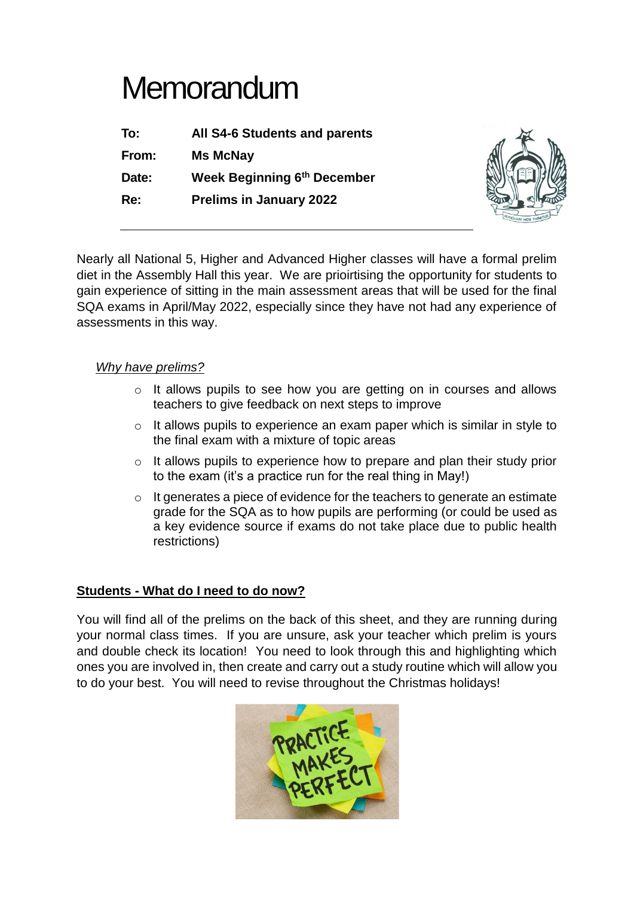# Memorandum

**To:** **All S4-6 Students and parents**

**From:** **Ms McNay**

**Date:** **Week Beginning 6th December**

**Re:** **Prelims in January 2022**

---

Nearly all National 5, Higher and Advanced Higher classes will have a formal prelim diet in the Assembly Hall this year. We are prioirtising the opportunity for students to gain experience of sitting in the main assessment areas that will be used for the final SQA exams in April/May 2022, especially since they have not had any experience of assessments in this way.

*Why have prelims?*

- It allows pupils to see how you are getting on in courses and allows teachers to give feedback on next steps to improve
- It allows pupils to experience an exam paper which is similar in style to the final exam with a mixture of topic areas
- It allows pupils to experience how to prepare and plan their study prior to the exam (it's a practice run for the real thing in May!)
- It generates a piece of evidence for the teachers to generate an estimate grade for the SQA as to how pupils are performing (or could be used as a key evidence source if exams do not take place due to public health restrictions)

## Students - What do I need to do now?

You will find all of the prelims on the back of this sheet, and they are running during your normal class times. If you are unsure, ask your teacher which prelim is yours and double check its location! You need to look through this and highlighting which ones you are involved in, then create and carry out a study routine which will allow you to do your best. You will need to revise throughout the Christmas holidays!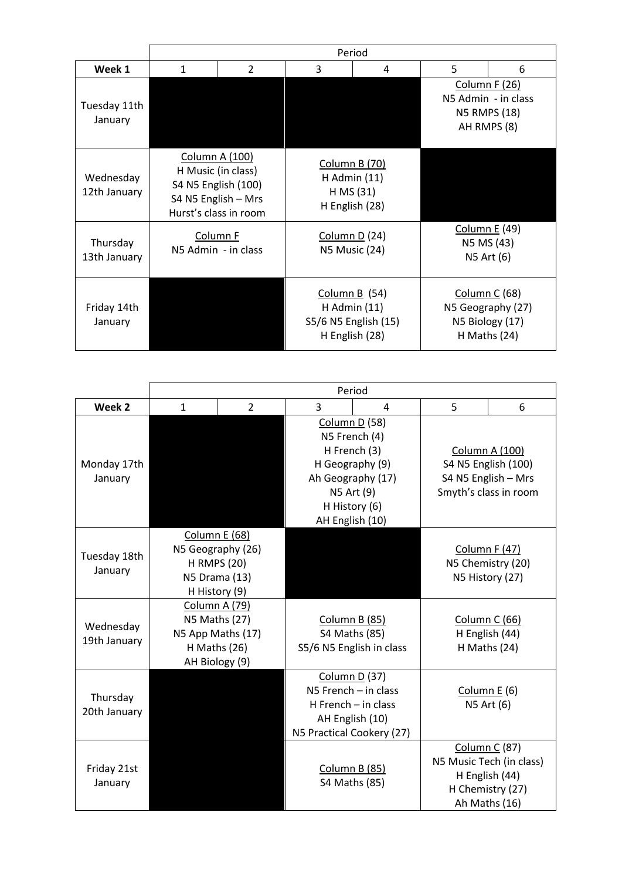| Week 1 | Period 1 | Period 2 | Period 3 | Period 4 | Period 5 | Period 6 |
|---|---|---|---|---|---|---|
| Tuesday 11th January | | | | | Column F (26)<br>N5 Admin - in class<br>N5 RMPS (18)<br>AH RMPS (8) | |
| Wednesday 12th January | Column A (100)<br>H Music (in class)<br>S4 N5 English (100)<br>S4 N5 English – Mrs Hurst's class in room | | Column B (70)<br>H Admin (11)<br>H MS (31)<br>H English (28) | | | |
| Thursday 13th January | Column F<br>N5 Admin - in class | | Column D (24)<br>N5 Music (24) | | Column E (49)<br>N5 MS (43)<br>N5 Art (6) | |
| Friday 14th January | | | Column B (54)<br>H Admin (11)<br>S5/6 N5 English (15)<br>H English (28) | | Column C (68)<br>N5 Geography (27)<br>N5 Biology (17)<br>H Maths (24) | |

| Week 2 | Period 1 | Period 2 | Period 3 | Period 4 | Period 5 | Period 6 |
|---|---|---|---|---|---|---|
| Monday 17th January | | | Column D (58)<br>N5 French (4)<br>H French (3)<br>H Geography (9)<br>Ah Geography (17)<br>N5 Art (9)<br>H History (6)<br>AH English (10) | | Column A (100)<br>S4 N5 English (100)<br>S4 N5 English – Mrs Smyth's class in room | |
| Tuesday 18th January | Column E (68)<br>N5 Geography (26)<br>H RMPS (20)<br>N5 Drama (13)<br>H History (9) | | | | Column F (47)<br>N5 Chemistry (20)<br>N5 History (27) | |
| Wednesday 19th January | Column A (79)<br>N5 Maths (27)<br>N5 App Maths (17)<br>H Maths (26)<br>AH Biology (9) | | Column B (85)<br>S4 Maths (85)<br>S5/6 N5 English in class | | Column C (66)<br>H English (44)<br>H Maths (24) | |
| Thursday 20th January | | | Column D (37)<br>N5 French – in class<br>H French – in class<br>AH English (10)<br>N5 Practical Cookery (27) | | Column E (6)<br>N5 Art (6) | |
| Friday 21st January | | | Column B (85)<br>S4 Maths (85) | | Column C (87)<br>N5 Music Tech (in class)<br>H English (44)<br>H Chemistry (27)<br>Ah Maths (16) | |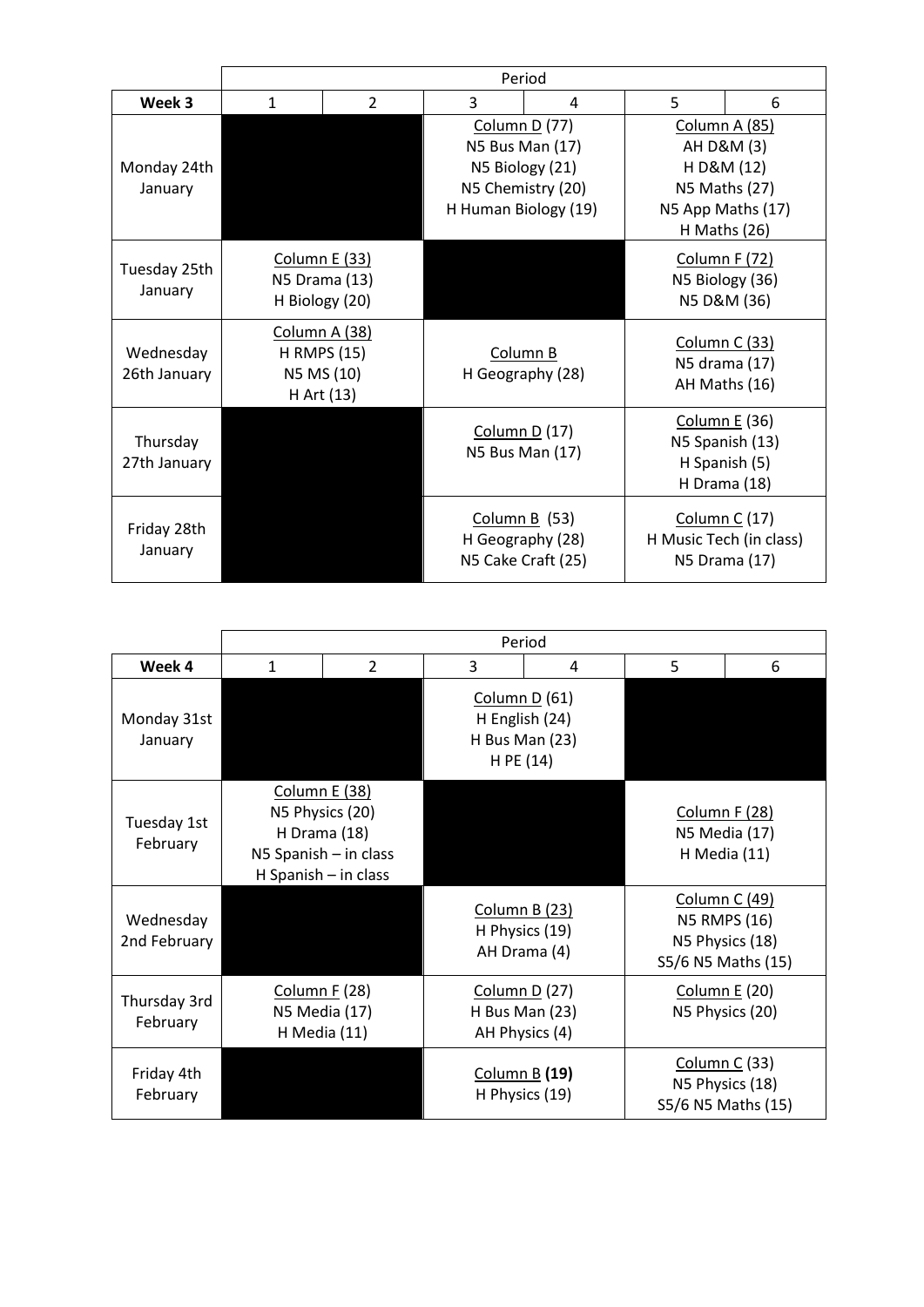| | Period | | | | | |
|---|---|---|---|---|---|---|
| **Week 3** | 1 | 2 | 3 | 4 | 5 | 6 |
| Monday 24th January | | | Column D (77)<br>N5 Bus Man (17)<br>N5 Biology (21)<br>N5 Chemistry (20)<br>H Human Biology (19) | | Column A (85)<br>AH D&M (3)<br>H D&M (12)<br>N5 Maths (27)<br>N5 App Maths (17)<br>H Maths (26) | |
| Tuesday 25th January | Column E (33)<br>N5 Drama (13)<br>H Biology (20) | | | | Column F (72)<br>N5 Biology (36)<br>N5 D&M (36) | |
| Wednesday 26th January | Column A (38)<br>H RMPS (15)<br>N5 MS (10)<br>H Art (13) | | Column B<br>H Geography (28) | | Column C (33)<br>N5 drama (17)<br>AH Maths (16) | |
| Thursday 27th January | | | Column D (17)<br>N5 Bus Man (17) | | Column E (36)<br>N5 Spanish (13)<br>H Spanish (5)<br>H Drama (18) | |
| Friday 28th January | | | Column B (53)<br>H Geography (28)<br>N5 Cake Craft (25) | | Column C (17)<br>H Music Tech (in class)<br>N5 Drama (17) | |

| | Period | | | | | |
|---|---|---|---|---|---|---|
| **Week 4** | 1 | 2 | 3 | 4 | 5 | 6 |
| Monday 31st January | | | Column D (61)<br>H English (24)<br>H Bus Man (23)<br>H PE (14) | | | |
| Tuesday 1st February | Column E (38)<br>N5 Physics (20)<br>H Drama (18)<br>N5 Spanish – in class<br>H Spanish – in class | | | | Column F (28)<br>N5 Media (17)<br>H Media (11) | |
| Wednesday 2nd February | | | Column B (23)<br>H Physics (19)<br>AH Drama (4) | | Column C (49)<br>N5 RMPS (16)<br>N5 Physics (18)<br>S5/6 N5 Maths (15) | |
| Thursday 3rd February | Column F (28)<br>N5 Media (17)<br>H Media (11) | | Column D (27)<br>H Bus Man (23)<br>AH Physics (4) | | Column E (20)<br>N5 Physics (20) | |
| Friday 4th February | | | Column B **(19)**<br>H Physics (19) | | Column C (33)<br>N5 Physics (18)<br>S5/6 N5 Maths (15) | |